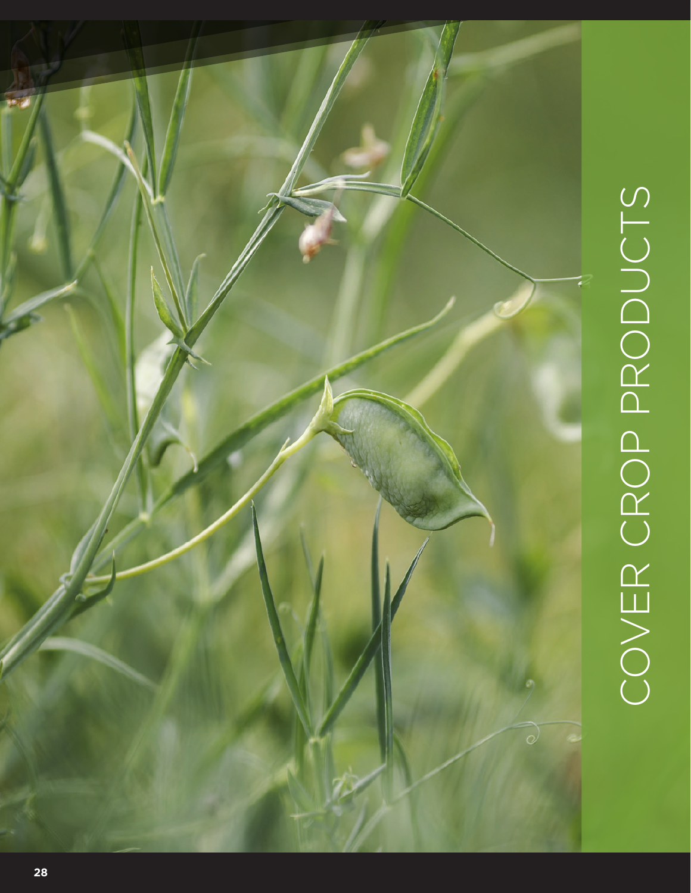# COVER CROP PRODUCTS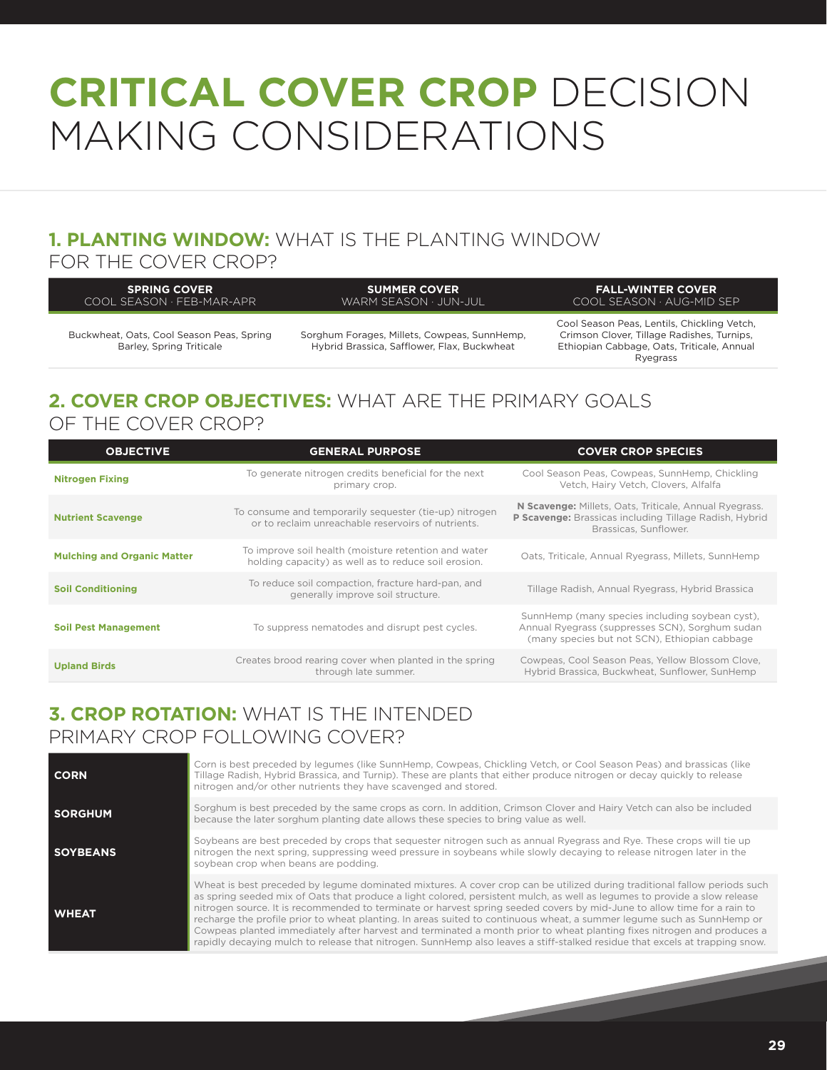# **CRITICAL COVER CROP** DECISION MAKING CONSIDERATIONS

## **1. PLANTING WINDOW:** WHAT IS THE PLANTING WINDOW FOR THE COVER CROP?

| **SPRING COVER**<br>COOL SEASON · FEB-MAR-APR | **SUMMER COVER**<br>WARM SEASON · JUN-JUL | **FALL-WINTER COVER**<br>COOL SEASON · AUG-MID SEP |
|---|---|---|
| Buckwheat, Oats, Cool Season Peas, Spring Barley, Spring Triticale | Sorghum Forages, Millets, Cowpeas, SunnHemp, Hybrid Brassica, Safflower, Flax, Buckwheat | Cool Season Peas, Lentils, Chickling Vetch, Crimson Clover, Tillage Radishes, Turnips, Ethiopian Cabbage, Oats, Triticale, Annual Ryegrass |

## **2. COVER CROP OBJECTIVES:** WHAT ARE THE PRIMARY GOALS OF THE COVER CROP?

| OBJECTIVE | GENERAL PURPOSE | COVER CROP SPECIES |
|---|---|---|
| **Nitrogen Fixing** | To generate nitrogen credits beneficial for the next primary crop. | Cool Season Peas, Cowpeas, SunnHemp, Chickling Vetch, Hairy Vetch, Clovers, Alfalfa |
| **Nutrient Scavenge** | To consume and temporarily sequester (tie-up) nitrogen or to reclaim unreachable reservoirs of nutrients. | **N Scavenge:** Millets, Oats, Triticale, Annual Ryegrass. **P Scavenge:** Brassicas including Tillage Radish, Hybrid Brassicas, Sunflower. |
| **Mulching and Organic Matter** | To improve soil health (moisture retention and water holding capacity) as well as to reduce soil erosion. | Oats, Triticale, Annual Ryegrass, Millets, SunnHemp |
| **Soil Conditioning** | To reduce soil compaction, fracture hard-pan, and generally improve soil structure. | Tillage Radish, Annual Ryegrass, Hybrid Brassica |
| **Soil Pest Management** | To suppress nematodes and disrupt pest cycles. | SunnHemp (many species including soybean cyst), Annual Ryegrass (suppresses SCN), Sorghum sudan (many species but not SCN), Ethiopian cabbage |
| **Upland Birds** | Creates brood rearing cover when planted in the spring through late summer. | Cowpeas, Cool Season Peas, Yellow Blossom Clove, Hybrid Brassica, Buckwheat, Sunflower, SunHemp |

## **3. CROP ROTATION:** WHAT IS THE INTENDED PRIMARY CROP FOLLOWING COVER?

| | |
|---|---|
| **CORN** | Corn is best preceded by legumes (like SunnHemp, Cowpeas, Chickling Vetch, or Cool Season Peas) and brassicas (like Tillage Radish, Hybrid Brassica, and Turnip). These are plants that either produce nitrogen or decay quickly to release nitrogen and/or other nutrients they have scavenged and stored. |
| **SORGHUM** | Sorghum is best preceded by the same crops as corn. In addition, Crimson Clover and Hairy Vetch can also be included because the later sorghum planting date allows these species to bring value as well. |
| **SOYBEANS** | Soybeans are best preceded by crops that sequester nitrogen such as annual Ryegrass and Rye. These crops will tie up nitrogen the next spring, suppressing weed pressure in soybeans while slowly decaying to release nitrogen later in the soybean crop when beans are podding. |
| **WHEAT** | Wheat is best preceded by legume dominated mixtures. A cover crop can be utilized during traditional fallow periods such as spring seeded mix of Oats that produce a light colored, persistent mulch, as well as legumes to provide a slow release nitrogen source. It is recommended to terminate or harvest spring seeded covers by mid-June to allow time for a rain to recharge the profile prior to wheat planting. In areas suited to continuous wheat, a summer legume such as SunnHemp or Cowpeas planted immediately after harvest and terminated a month prior to wheat planting fixes nitrogen and produces a rapidly decaying mulch to release that nitrogen. SunnHemp also leaves a stiff-stalked residue that excels at trapping snow. |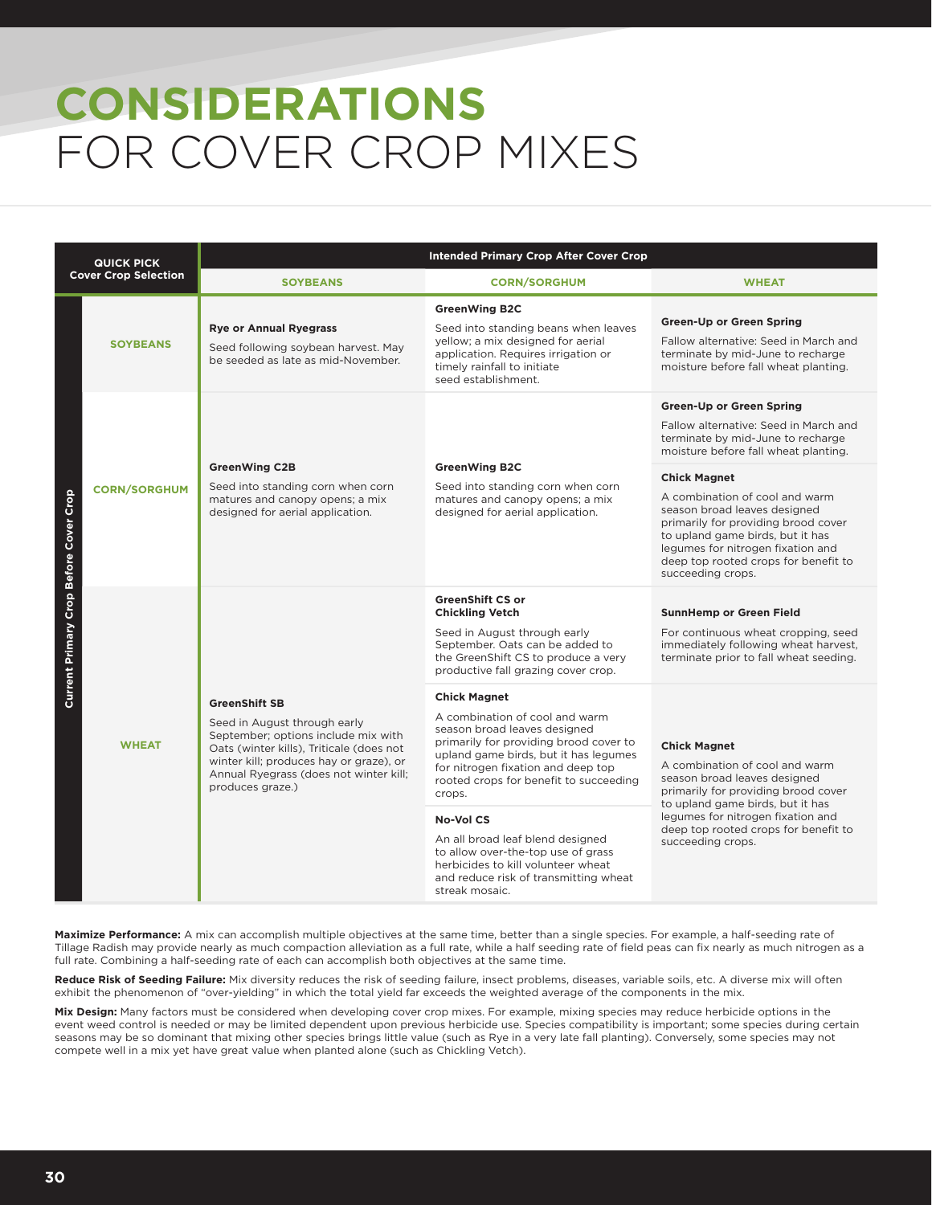# CONSIDERATIONS FOR COVER CROP MIXES

| QUICK PICK Cover Crop Selection — Current Primary Crop Before Cover Crop | Intended Primary Crop After Cover Crop: SOYBEANS | CORN/SORGHUM | WHEAT |
|---|---|---|---|
| **SOYBEANS** | **Rye or Annual Ryegrass**<br>Seed following soybean harvest. May be seeded as late as mid-November. | **GreenWing B2C**<br>Seed into standing beans when leaves yellow; a mix designed for aerial application. Requires irrigation or timely rainfall to initiate seed establishment. | **Green-Up or Green Spring**<br>Fallow alternative: Seed in March and terminate by mid-June to recharge moisture before fall wheat planting. |
| **CORN/SORGHUM** | **GreenWing C2B**<br>Seed into standing corn when corn matures and canopy opens; a mix designed for aerial application. | **GreenWing B2C**<br>Seed into standing corn when corn matures and canopy opens; a mix designed for aerial application. | **Green-Up or Green Spring**<br>Fallow alternative: Seed in March and terminate by mid-June to recharge moisture before fall wheat planting.<br><br>**Chick Magnet**<br>A combination of cool and warm season broad leaves designed primarily for providing brood cover to upland game birds, but it has legumes for nitrogen fixation and deep top rooted crops for benefit to succeeding crops. |
| **WHEAT** | **GreenShift SB**<br>Seed in August through early September; options include mix with Oats (winter kills), Triticale (does not winter kill; produces hay or graze), or Annual Ryegrass (does not winter kill; produces graze.) | **GreenShift CS or Chickling Vetch**<br>Seed in August through early September. Oats can be added to the GreenShift CS to produce a very productive fall grazing cover crop.<br><br>**Chick Magnet**<br>A combination of cool and warm season broad leaves designed primarily for providing brood cover to upland game birds, but it has legumes for nitrogen fixation and deep top rooted crops for benefit to succeeding crops.<br><br>**No-Vol CS**<br>An all broad leaf blend designed to allow over-the-top use of grass herbicides to kill volunteer wheat and reduce risk of transmitting wheat streak mosaic. | **SunnHemp or Green Field**<br>For continuous wheat cropping, seed immediately following wheat harvest, terminate prior to fall wheat seeding.<br><br>**Chick Magnet**<br>A combination of cool and warm season broad leaves designed primarily for providing brood cover to upland game birds, but it has legumes for nitrogen fixation and deep top rooted crops for benefit to succeeding crops. |

**Maximize Performance:** A mix can accomplish multiple objectives at the same time, better than a single species. For example, a half-seeding rate of Tillage Radish may provide nearly as much compaction alleviation as a full rate, while a half seeding rate of field peas can fix nearly as much nitrogen as a full rate. Combining a half-seeding rate of each can accomplish both objectives at the same time.

**Reduce Risk of Seeding Failure:** Mix diversity reduces the risk of seeding failure, insect problems, diseases, variable soils, etc. A diverse mix will often exhibit the phenomenon of "over-yielding" in which the total yield far exceeds the weighted average of the components in the mix.

**Mix Design:** Many factors must be considered when developing cover crop mixes. For example, mixing species may reduce herbicide options in the event weed control is needed or may be limited dependent upon previous herbicide use. Species compatibility is important; some species during certain seasons may be so dominant that mixing other species brings little value (such as Rye in a very late fall planting). Conversely, some species may not compete well in a mix yet have great value when planted alone (such as Chickling Vetch).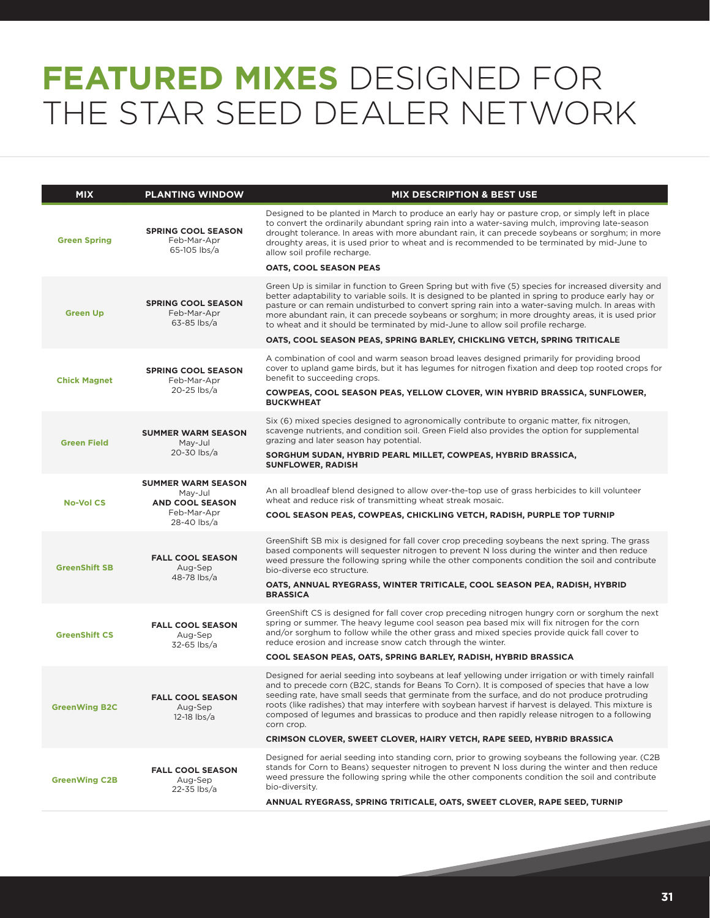# **FEATURED MIXES** DESIGNED FOR THE STAR SEED DEALER NETWORK

| MIX | PLANTING WINDOW | MIX DESCRIPTION & BEST USE |
|---|---|---|
| **Green Spring** | **SPRING COOL SEASON**<br>Feb-Mar-Apr<br>65-105 lbs/a | Designed to be planted in March to produce an early hay or pasture crop, or simply left in place to convert the ordinarily abundant spring rain into a water-saving mulch, improving late-season drought tolerance. In areas with more abundant rain, it can precede soybeans or sorghum; in more droughty areas, it is used prior to wheat and is recommended to be terminated by mid-June to allow soil profile recharge.<br>**OATS, COOL SEASON PEAS** |
| **Green Up** | **SPRING COOL SEASON**<br>Feb-Mar-Apr<br>63-85 lbs/a | Green Up is similar in function to Green Spring but with five (5) species for increased diversity and better adaptability to variable soils. It is designed to be planted in spring to produce early hay or pasture or can remain undisturbed to convert spring rain into a water-saving mulch. In areas with more abundant rain, it can precede soybeans or sorghum; in more droughty areas, it is used prior to wheat and it should be terminated by mid-June to allow soil profile recharge.<br>**OATS, COOL SEASON PEAS, SPRING BARLEY, CHICKLING VETCH, SPRING TRITICALE** |
| **Chick Magnet** | **SPRING COOL SEASON**<br>Feb-Mar-Apr<br>20-25 lbs/a | A combination of cool and warm season broad leaves designed primarily for providing brood cover to upland game birds, but it has legumes for nitrogen fixation and deep top rooted crops for benefit to succeeding crops.<br>**COWPEAS, COOL SEASON PEAS, YELLOW CLOVER, WIN HYBRID BRASSICA, SUNFLOWER, BUCKWHEAT** |
| **Green Field** | **SUMMER WARM SEASON**<br>May-Jul<br>20-30 lbs/a | Six (6) mixed species designed to agronomically contribute to organic matter, fix nitrogen, scavenge nutrients, and condition soil. Green Field also provides the option for supplemental grazing and later season hay potential.<br>**SORGHUM SUDAN, HYBRID PEARL MILLET, COWPEAS, HYBRID BRASSICA, SUNFLOWER, RADISH** |
| **No-Vol CS** | **SUMMER WARM SEASON**<br>May-Jul<br>**AND COOL SEASON**<br>Feb-Mar-Apr<br>28-40 lbs/a | An all broadleaf blend designed to allow over-the-top use of grass herbicides to kill volunteer wheat and reduce risk of transmitting wheat streak mosaic.<br>**COOL SEASON PEAS, COWPEAS, CHICKLING VETCH, RADISH, PURPLE TOP TURNIP** |
| **GreenShift SB** | **FALL COOL SEASON**<br>Aug-Sep<br>48-78 lbs/a | GreenShift SB mix is designed for fall cover crop preceding soybeans the next spring. The grass based components will sequester nitrogen to prevent N loss during the winter and then reduce weed pressure the following spring while the other components condition the soil and contribute bio-diverse eco structure.<br>**OATS, ANNUAL RYEGRASS, WINTER TRITICALE, COOL SEASON PEA, RADISH, HYBRID BRASSICA** |
| **GreenShift CS** | **FALL COOL SEASON**<br>Aug-Sep<br>32-65 lbs/a | GreenShift CS is designed for fall cover crop preceding nitrogen hungry corn or sorghum the next spring or summer. The heavy legume cool season pea based mix will fix nitrogen for the corn and/or sorghum to follow while the other grass and mixed species provide quick fall cover to reduce erosion and increase snow catch through the winter.<br>**COOL SEASON PEAS, OATS, SPRING BARLEY, RADISH, HYBRID BRASSICA** |
| **GreenWing B2C** | **FALL COOL SEASON**<br>Aug-Sep<br>12-18 lbs/a | Designed for aerial seeding into soybeans at leaf yellowing under irrigation or with timely rainfall and to precede corn (B2C, stands for Beans To Corn). It is composed of species that have a low seeding rate, have small seeds that germinate from the surface, and do not produce protruding roots (like radishes) that may interfere with soybean harvest if harvest is delayed. This mixture is composed of legumes and brassicas to produce and then rapidly release nitrogen to a following corn crop.<br>**CRIMSON CLOVER, SWEET CLOVER, HAIRY VETCH, RAPE SEED, HYBRID BRASSICA** |
| **GreenWing C2B** | **FALL COOL SEASON**<br>Aug-Sep<br>22-35 lbs/a | Designed for aerial seeding into standing corn, prior to growing soybeans the following year. (C2B stands for Corn to Beans) sequester nitrogen to prevent N loss during the winter and then reduce weed pressure the following spring while the other components condition the soil and contribute bio-diversity.<br>**ANNUAL RYEGRASS, SPRING TRITICALE, OATS, SWEET CLOVER, RAPE SEED, TURNIP** |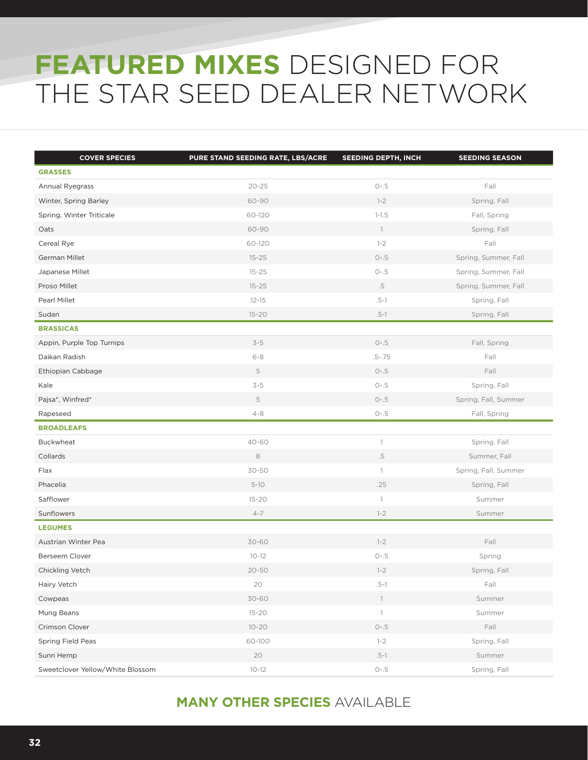# **FEATURED MIXES** DESIGNED FOR THE STAR SEED DEALER NETWORK

| COVER SPECIES | PURE STAND SEEDING RATE, LBS/ACRE | SEEDING DEPTH, INCH | SEEDING SEASON |
|---|---|---|---|
| **GRASSES** | | | |
| Annual Ryegrass | 20-25 | 0-.5 | Fall |
| Winter, Spring Barley | 60-90 | 1-2 | Spring, Fall |
| Spring, Winter Triticale | 60-120 | 1-1.5 | Fall, Spring |
| Oats | 60-90 | 1 | Spring, Fall |
| Cereal Rye | 60-120 | 1-2 | Fall |
| German Millet | 15-25 | 0-.5 | Spring, Summer, Fall |
| Japanese Millet | 15-25 | 0-.5 | Spring, Summer, Fall |
| Proso Millet | 15-25 | .5 | Spring, Summer, Fall |
| Pearl Millet | 12-15 | .5-1 | Spring, Fall |
| Sudan | 15-20 | .5-1 | Spring, Fall |
| **BRASSICAS** | | | |
| Appin, Purple Top Turnips | 3-5 | 0-.5 | Fall, Spring |
| Daikan Radish | 6-8 | .5-.75 | Fall |
| Ethiopian Cabbage | 5 | 0-.5 | Fall |
| Kale | 3-5 | 0-.5 | Spring, Fall |
| Pajsa*, Winfred* | 5 | 0-.5 | Spring, Fall, Summer |
| Rapeseed | 4-8 | 0-.5 | Fall, Spring |
| **BROADLEAFS** | | | |
| Buckwheat | 40-60 | 1 | Spring, Fall |
| Collards | 8 | .5 | Summer, Fall |
| Flax | 30-50 | 1 | Spring, Fall, Summer |
| Phacelia | 5-10 | .25 | Spring, Fall |
| Safflower | 15-20 | 1 | Summer |
| Sunflowers | 4-7 | 1-2 | Summer |
| **LEGUMES** | | | |
| Austrian Winter Pea | 30-60 | 1-2 | Fall |
| Berseem Clover | 10-12 | 0-.5 | Spring |
| Chickling Vetch | 20-50 | 1-2 | Spring, Fall |
| Hairy Vetch | 20 | .5-1 | Fall |
| Cowpeas | 30-60 | 1 | Summer |
| Mung Beans | 15-20 | 1 | Summer |
| Crimson Clover | 10-20 | 0-.5 | Fall |
| Spring Field Peas | 60-100 | 1-2 | Spring, Fall |
| Sunn Hemp | 20 | .5-1 | Summer |
| Sweetclover Yellow/White Blossom | 10-12 | 0-.5 | Spring, Fall |

**MANY OTHER SPECIES** AVAILABLE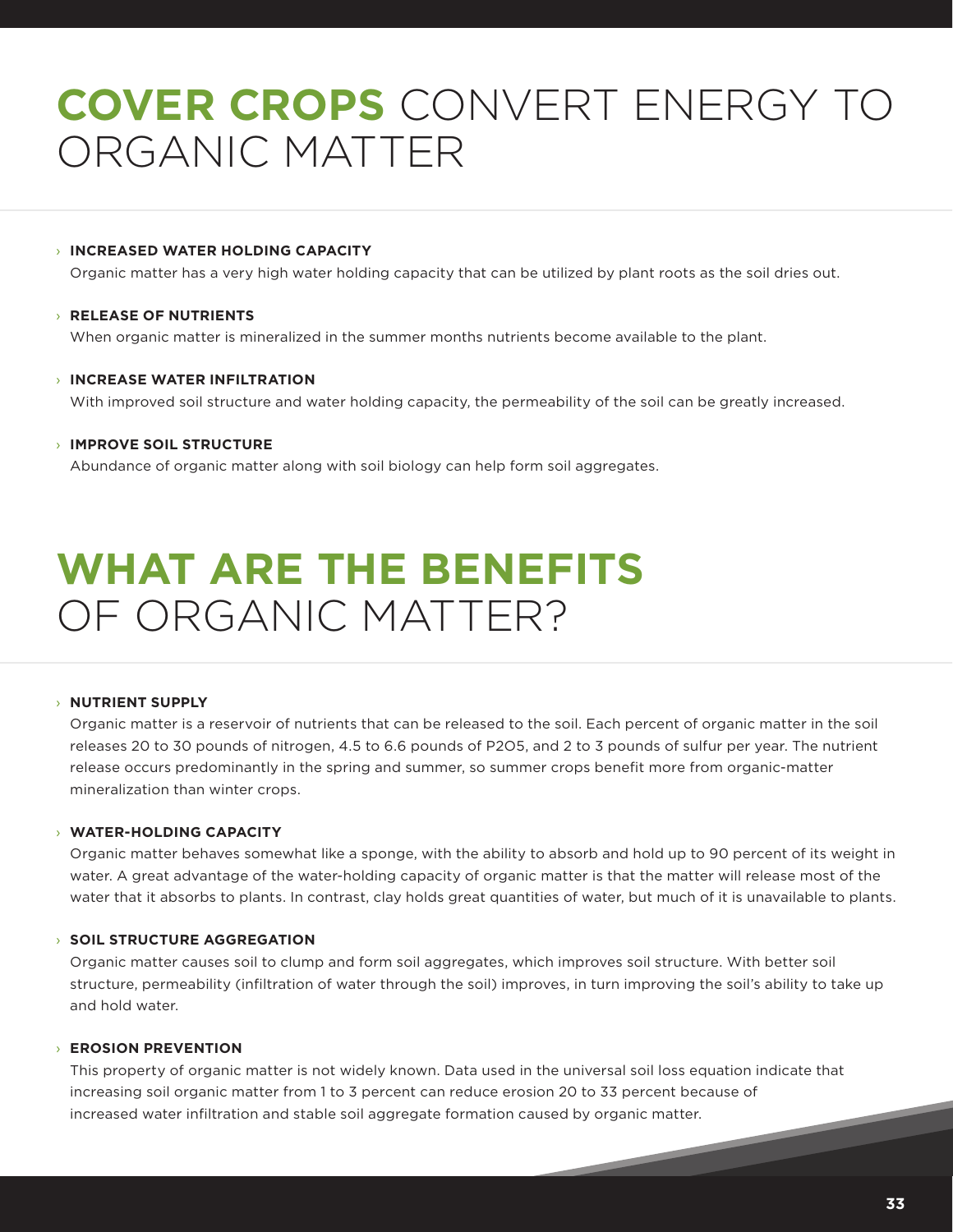# **COVER CROPS** CONVERT ENERGY TO ORGANIC MATTER

- **INCREASED WATER HOLDING CAPACITY**
  Organic matter has a very high water holding capacity that can be utilized by plant roots as the soil dries out.
- **RELEASE OF NUTRIENTS**
  When organic matter is mineralized in the summer months nutrients become available to the plant.
- **INCREASE WATER INFILTRATION**
  With improved soil structure and water holding capacity, the permeability of the soil can be greatly increased.
- **IMPROVE SOIL STRUCTURE**
  Abundance of organic matter along with soil biology can help form soil aggregates.

# **WHAT ARE THE BENEFITS** OF ORGANIC MATTER?

- **NUTRIENT SUPPLY**
  Organic matter is a reservoir of nutrients that can be released to the soil. Each percent of organic matter in the soil releases 20 to 30 pounds of nitrogen, 4.5 to 6.6 pounds of $P_2O_5$, and 2 to 3 pounds of sulfur per year. The nutrient release occurs predominantly in the spring and summer, so summer crops benefit more from organic-matter mineralization than winter crops.
- **WATER-HOLDING CAPACITY**
  Organic matter behaves somewhat like a sponge, with the ability to absorb and hold up to 90 percent of its weight in water. A great advantage of the water-holding capacity of organic matter is that the matter will release most of the water that it absorbs to plants. In contrast, clay holds great quantities of water, but much of it is unavailable to plants.
- **SOIL STRUCTURE AGGREGATION**
  Organic matter causes soil to clump and form soil aggregates, which improves soil structure. With better soil structure, permeability (infiltration of water through the soil) improves, in turn improving the soil's ability to take up and hold water.
- **EROSION PREVENTION**
  This property of organic matter is not widely known. Data used in the universal soil loss equation indicate that increasing soil organic matter from 1 to 3 percent can reduce erosion 20 to 33 percent because of increased water infiltration and stable soil aggregate formation caused by organic matter.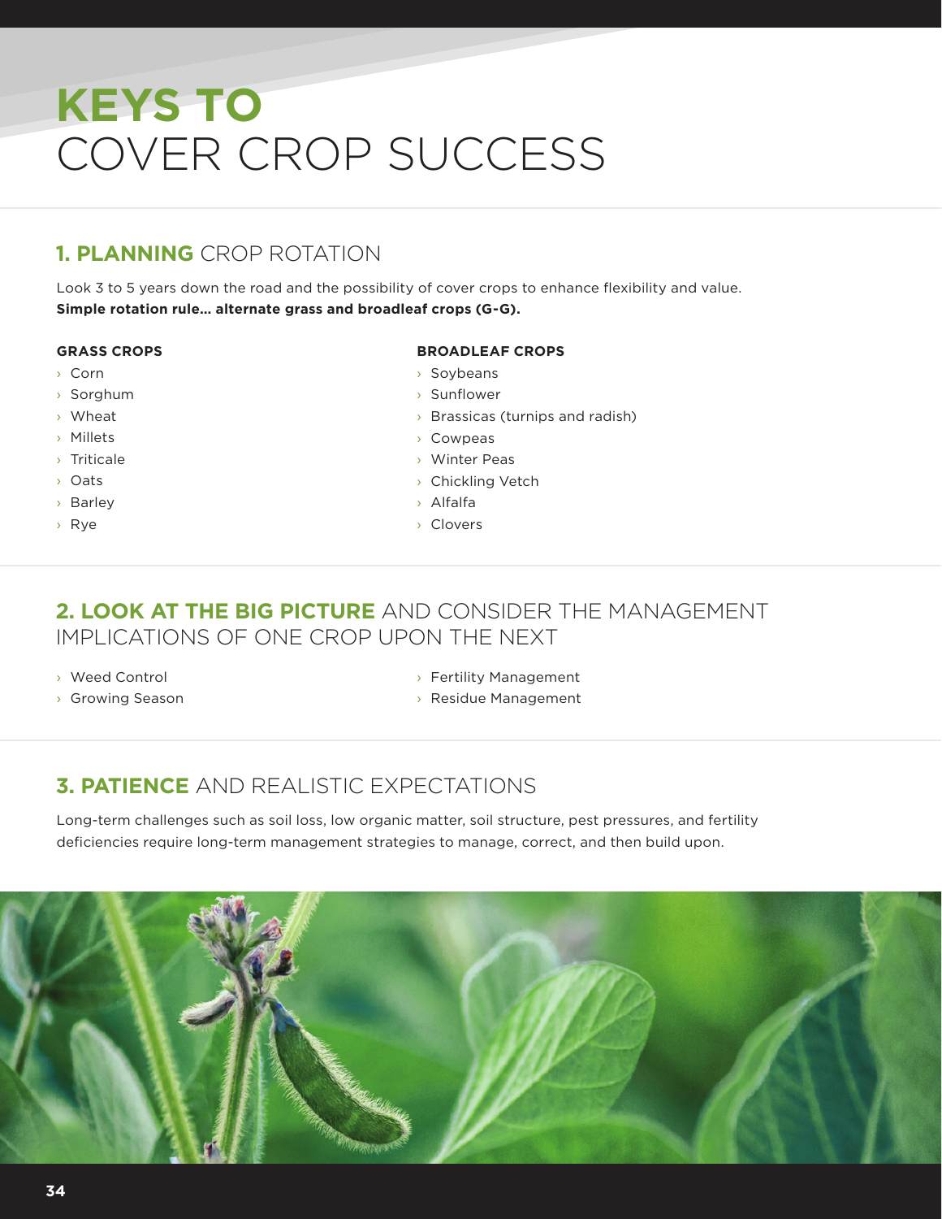# KEYS TO COVER CROP SUCCESS

## 1. PLANNING CROP ROTATION

Look 3 to 5 years down the road and the possibility of cover crops to enhance flexibility and value.
**Simple rotation rule... alternate grass and broadleaf crops (G-G).**

**GRASS CROPS**

- Corn
- Sorghum
- Wheat
- Millets
- Triticale
- Oats
- Barley
- Rye

**BROADLEAF CROPS**

- Soybeans
- Sunflower
- Brassicas (turnips and radish)
- Cowpeas
- Winter Peas
- Chickling Vetch
- Alfalfa
- Clovers

## 2. LOOK AT THE BIG PICTURE AND CONSIDER THE MANAGEMENT IMPLICATIONS OF ONE CROP UPON THE NEXT

- Weed Control
- Growing Season
- Fertility Management
- Residue Management

## 3. PATIENCE AND REALISTIC EXPECTATIONS

Long-term challenges such as soil loss, low organic matter, soil structure, pest pressures, and fertility deficiencies require long-term management strategies to manage, correct, and then build upon.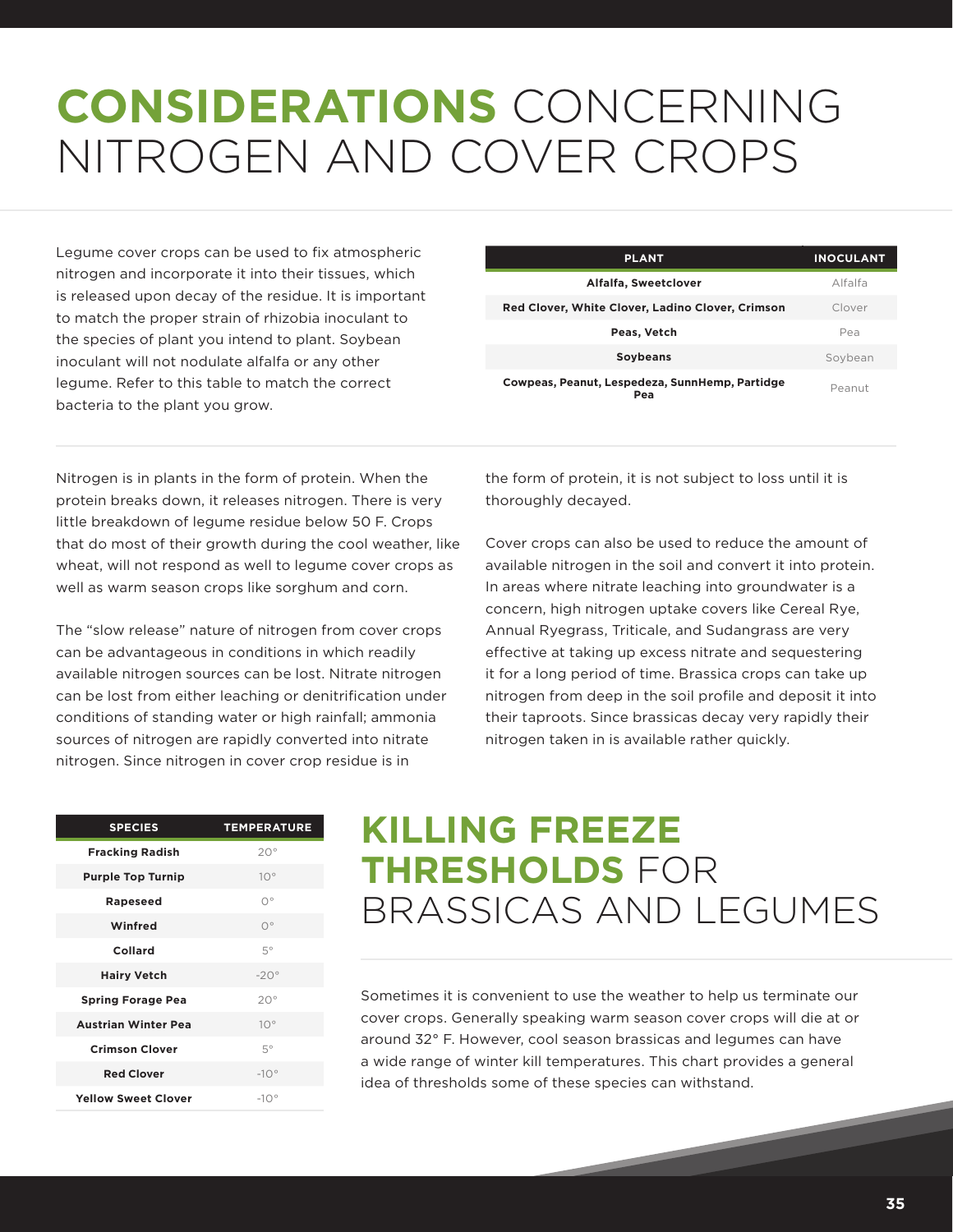# **CONSIDERATIONS** CONCERNING NITROGEN AND COVER CROPS

Legume cover crops can be used to fix atmospheric nitrogen and incorporate it into their tissues, which is released upon decay of the residue. It is important to match the proper strain of rhizobia inoculant to the species of plant you intend to plant. Soybean inoculant will not nodulate alfalfa or any other legume. Refer to this table to match the correct bacteria to the plant you grow.

| PLANT | INOCULANT |
|---|---|
| **Alfalfa, Sweetclover** | Alfalfa |
| **Red Clover, White Clover, Ladino Clover, Crimson** | Clover |
| **Peas, Vetch** | Pea |
| **Soybeans** | Soybean |
| **Cowpeas, Peanut, Lespedeza, SunnHemp, Partidge Pea** | Peanut |

Nitrogen is in plants in the form of protein. When the protein breaks down, it releases nitrogen. There is very little breakdown of legume residue below 50 F. Crops that do most of their growth during the cool weather, like wheat, will not respond as well to legume cover crops as well as warm season crops like sorghum and corn.

The "slow release" nature of nitrogen from cover crops can be advantageous in conditions in which readily available nitrogen sources can be lost. Nitrate nitrogen can be lost from either leaching or denitrification under conditions of standing water or high rainfall; ammonia sources of nitrogen are rapidly converted into nitrate nitrogen. Since nitrogen in cover crop residue is in the form of protein, it is not subject to loss until it is thoroughly decayed.

Cover crops can also be used to reduce the amount of available nitrogen in the soil and convert it into protein. In areas where nitrate leaching into groundwater is a concern, high nitrogen uptake covers like Cereal Rye, Annual Ryegrass, Triticale, and Sudangrass are very effective at taking up excess nitrate and sequestering it for a long period of time. Brassica crops can take up nitrogen from deep in the soil profile and deposit it into their taproots. Since brassicas decay very rapidly their nitrogen taken in is available rather quickly.

# **KILLING FREEZE THRESHOLDS** FOR BRASSICAS AND LEGUMES

Sometimes it is convenient to use the weather to help us terminate our cover crops. Generally speaking warm season cover crops will die at or around 32° F. However, cool season brassicas and legumes can have a wide range of winter kill temperatures. This chart provides a general idea of thresholds some of these species can withstand.

| SPECIES | TEMPERATURE |
|---|---|
| **Fracking Radish** | 20° |
| **Purple Top Turnip** | 10° |
| **Rapeseed** | 0° |
| **Winfred** | 0° |
| **Collard** | 5° |
| **Hairy Vetch** | -20° |
| **Spring Forage Pea** | 20° |
| **Austrian Winter Pea** | 10° |
| **Crimson Clover** | 5° |
| **Red Clover** | -10° |
| **Yellow Sweet Clover** | -10° |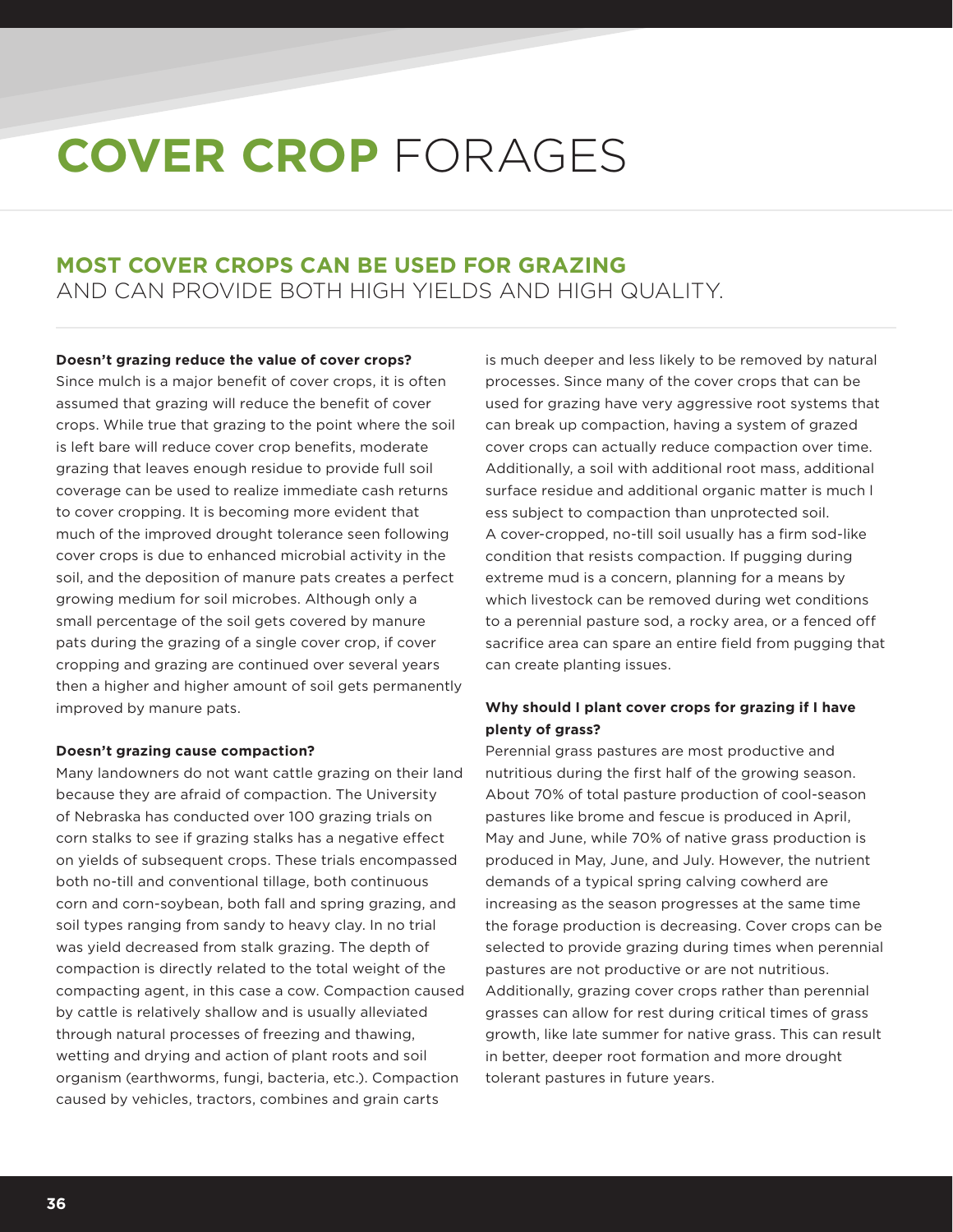# COVER CROP FORAGES

## MOST COVER CROPS CAN BE USED FOR GRAZING AND CAN PROVIDE BOTH HIGH YIELDS AND HIGH QUALITY.

**Doesn't grazing reduce the value of cover crops?**

Since mulch is a major benefit of cover crops, it is often assumed that grazing will reduce the benefit of cover crops. While true that grazing to the point where the soil is left bare will reduce cover crop benefits, moderate grazing that leaves enough residue to provide full soil coverage can be used to realize immediate cash returns to cover cropping. It is becoming more evident that much of the improved drought tolerance seen following cover crops is due to enhanced microbial activity in the soil, and the deposition of manure pats creates a perfect growing medium for soil microbes. Although only a small percentage of the soil gets covered by manure pats during the grazing of a single cover crop, if cover cropping and grazing are continued over several years then a higher and higher amount of soil gets permanently improved by manure pats.

**Doesn't grazing cause compaction?**

Many landowners do not want cattle grazing on their land because they are afraid of compaction. The University of Nebraska has conducted over 100 grazing trials on corn stalks to see if grazing stalks has a negative effect on yields of subsequent crops. These trials encompassed both no-till and conventional tillage, both continuous corn and corn-soybean, both fall and spring grazing, and soil types ranging from sandy to heavy clay. In no trial was yield decreased from stalk grazing. The depth of compaction is directly related to the total weight of the compacting agent, in this case a cow. Compaction caused by cattle is relatively shallow and is usually alleviated through natural processes of freezing and thawing, wetting and drying and action of plant roots and soil organism (earthworms, fungi, bacteria, etc.). Compaction caused by vehicles, tractors, combines and grain carts is much deeper and less likely to be removed by natural processes. Since many of the cover crops that can be used for grazing have very aggressive root systems that can break up compaction, having a system of grazed cover crops can actually reduce compaction over time. Additionally, a soil with additional root mass, additional surface residue and additional organic matter is much less subject to compaction than unprotected soil. A cover-cropped, no-till soil usually has a firm sod-like condition that resists compaction. If pugging during extreme mud is a concern, planning for a means by which livestock can be removed during wet conditions to a perennial pasture sod, a rocky area, or a fenced off sacrifice area can spare an entire field from pugging that can create planting issues.

**Why should I plant cover crops for grazing if I have plenty of grass?**

Perennial grass pastures are most productive and nutritious during the first half of the growing season. About 70% of total pasture production of cool-season pastures like brome and fescue is produced in April, May and June, while 70% of native grass production is produced in May, June, and July. However, the nutrient demands of a typical spring calving cowherd are increasing as the season progresses at the same time the forage production is decreasing. Cover crops can be selected to provide grazing during times when perennial pastures are not productive or are not nutritious. Additionally, grazing cover crops rather than perennial grasses can allow for rest during critical times of grass growth, like late summer for native grass. This can result in better, deeper root formation and more drought tolerant pastures in future years.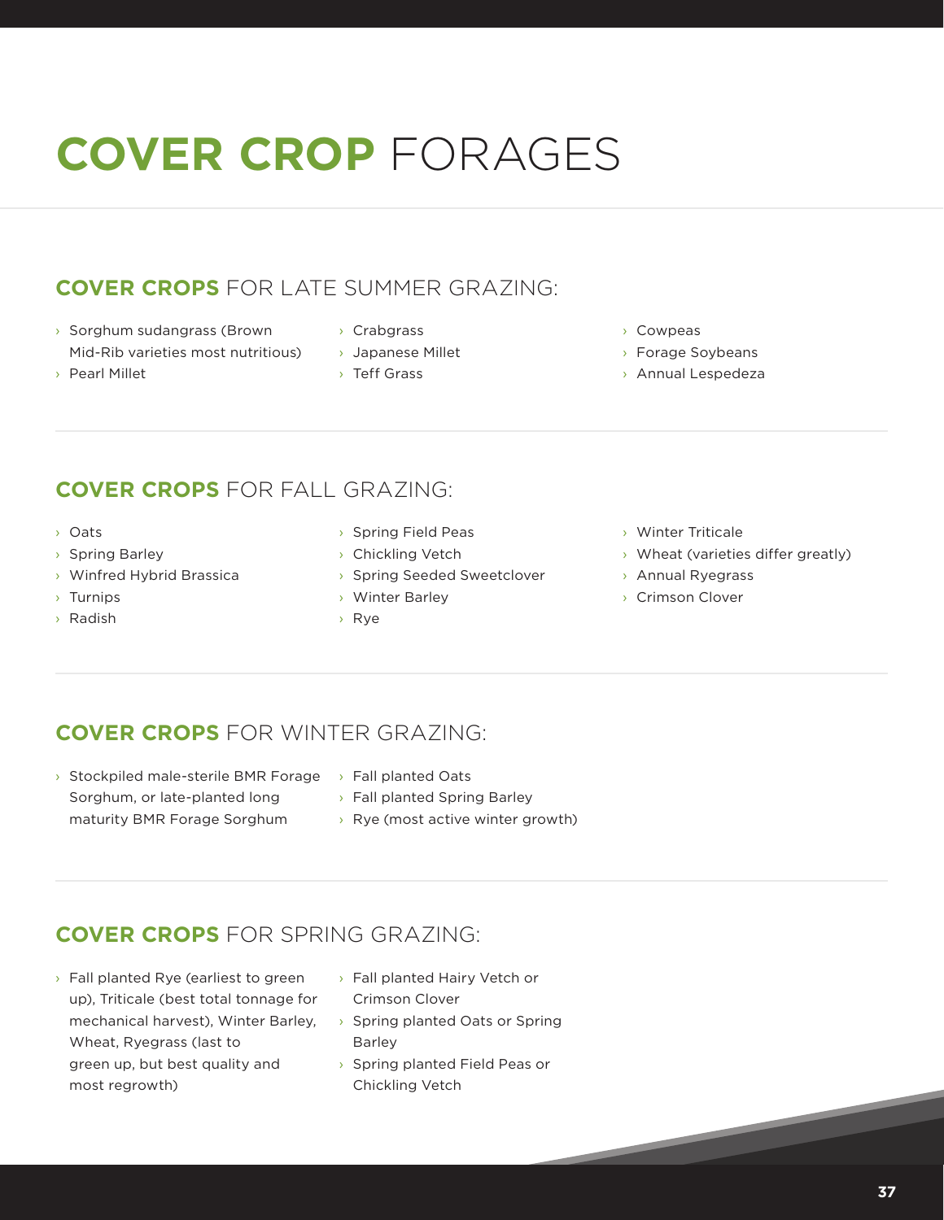# **COVER CROP** FORAGES

## **COVER CROPS** FOR LATE SUMMER GRAZING:

- Sorghum sudangrass (Brown Mid-Rib varieties most nutritious)
- Pearl Millet
- Crabgrass
- Japanese Millet
- Teff Grass
- Cowpeas
- Forage Soybeans
- Annual Lespedeza

## **COVER CROPS** FOR FALL GRAZING:

- Oats
- Spring Barley
- Winfred Hybrid Brassica
- Turnips
- Radish
- Spring Field Peas
- Chickling Vetch
- Spring Seeded Sweetclover
- Winter Barley
- Rye
- Winter Triticale
- Wheat (varieties differ greatly)
- Annual Ryegrass
- Crimson Clover

## **COVER CROPS** FOR WINTER GRAZING:

- Stockpiled male-sterile BMR Forage Sorghum, or late-planted long maturity BMR Forage Sorghum
- Fall planted Oats
- Fall planted Spring Barley
- Rye (most active winter growth)

## **COVER CROPS** FOR SPRING GRAZING:

- Fall planted Rye (earliest to green up), Triticale (best total tonnage for mechanical harvest), Winter Barley, Wheat, Ryegrass (last to green up, but best quality and most regrowth)
- Fall planted Hairy Vetch or Crimson Clover
- Spring planted Oats or Spring Barley
- Spring planted Field Peas or Chickling Vetch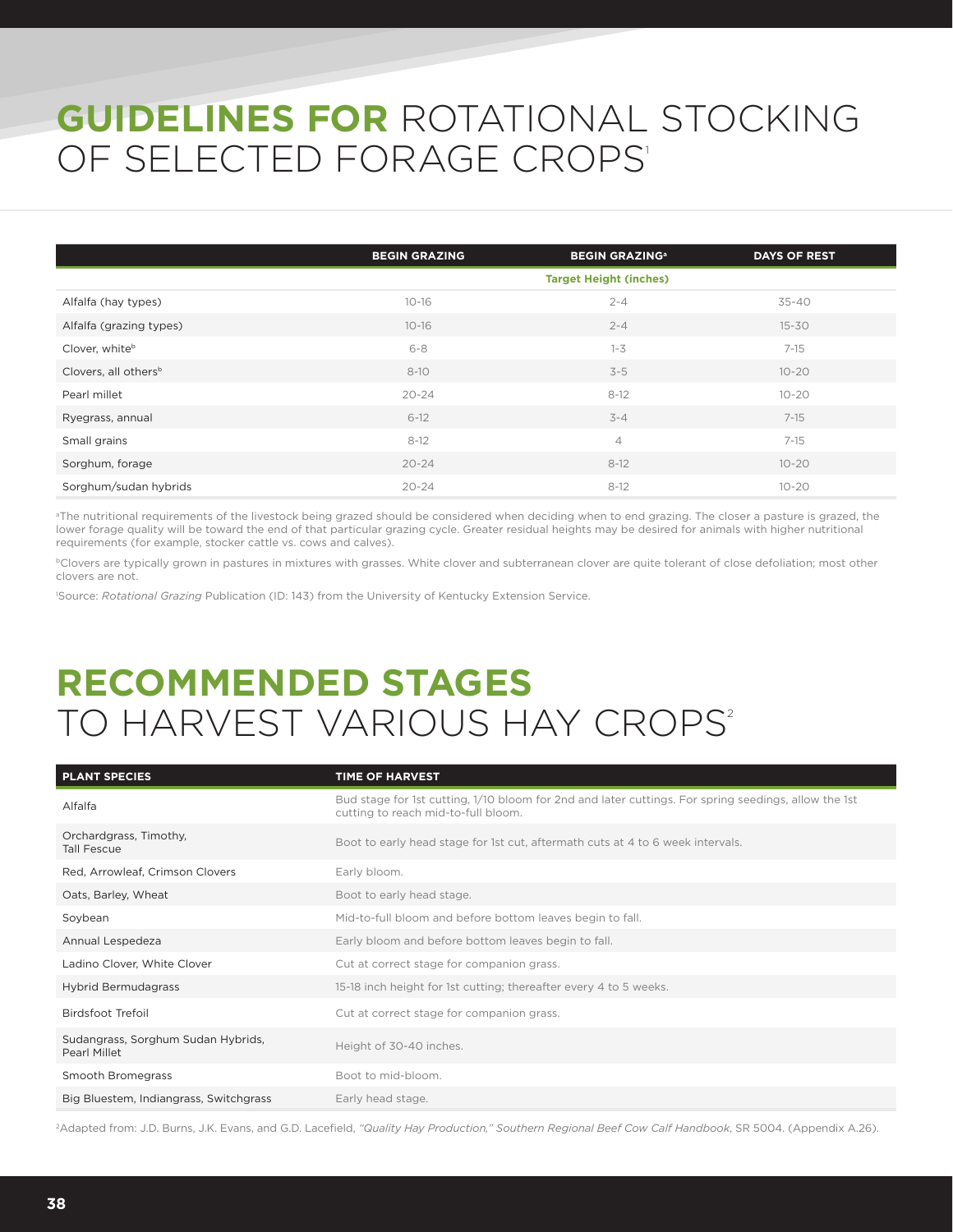# **GUIDELINES FOR** ROTATIONAL STOCKING OF SELECTED FORAGE CROPS[1]

| | BEGIN GRAZING | BEGIN GRAZING[a] | DAYS OF REST |
|---|---|---|---|
| | | Target Height (inches) | |
| Alfalfa (hay types) | 10-16 | 2-4 | 35-40 |
| Alfalfa (grazing types) | 10-16 | 2-4 | 15-30 |
| Clover, white[b] | 6-8 | 1-3 | 7-15 |
| Clovers, all others[b] | 8-10 | 3-5 | 10-20 |
| Pearl millet | 20-24 | 8-12 | 10-20 |
| Ryegrass, annual | 6-12 | 3-4 | 7-15 |
| Small grains | 8-12 | 4 | 7-15 |
| Sorghum, forage | 20-24 | 8-12 | 10-20 |
| Sorghum/sudan hybrids | 20-24 | 8-12 | 10-20 |

[a]The nutritional requirements of the livestock being grazed should be considered when deciding when to end grazing. The closer a pasture is grazed, the lower forage quality will be toward the end of that particular grazing cycle. Greater residual heights may be desired for animals with higher nutritional requirements (for example, stocker cattle vs. cows and calves).

[b]Clovers are typically grown in pastures in mixtures with grasses. White clover and subterranean clover are quite tolerant of close defoliation; most other clovers are not.

[1]Source: *Rotational Grazing* Publication (ID: 143) from the University of Kentucky Extension Service.

# **RECOMMENDED STAGES** TO HARVEST VARIOUS HAY CROPS[2]

| PLANT SPECIES | TIME OF HARVEST |
|---|---|
| Alfalfa | Bud stage for 1st cutting, 1/10 bloom for 2nd and later cuttings. For spring seedings, allow the 1st cutting to reach mid-to-full bloom. |
| Orchardgrass, Timothy, Tall Fescue | Boot to early head stage for 1st cut, aftermath cuts at 4 to 6 week intervals. |
| Red, Arrowleaf, Crimson Clovers | Early bloom. |
| Oats, Barley, Wheat | Boot to early head stage. |
| Soybean | Mid-to-full bloom and before bottom leaves begin to fall. |
| Annual Lespedeza | Early bloom and before bottom leaves begin to fall. |
| Ladino Clover, White Clover | Cut at correct stage for companion grass. |
| Hybrid Bermudagrass | 15-18 inch height for 1st cutting; thereafter every 4 to 5 weeks. |
| Birdsfoot Trefoil | Cut at correct stage for companion grass. |
| Sudangrass, Sorghum Sudan Hybrids, Pearl Millet | Height of 30-40 inches. |
| Smooth Bromegrass | Boot to mid-bloom. |
| Big Bluestem, Indiangrass, Switchgrass | Early head stage. |

[2]Adapted from: J.D. Burns, J.K. Evans, and G.D. Lacefield, *"Quality Hay Production," Southern Regional Beef Cow Calf Handbook*, SR 5004. (Appendix A.26).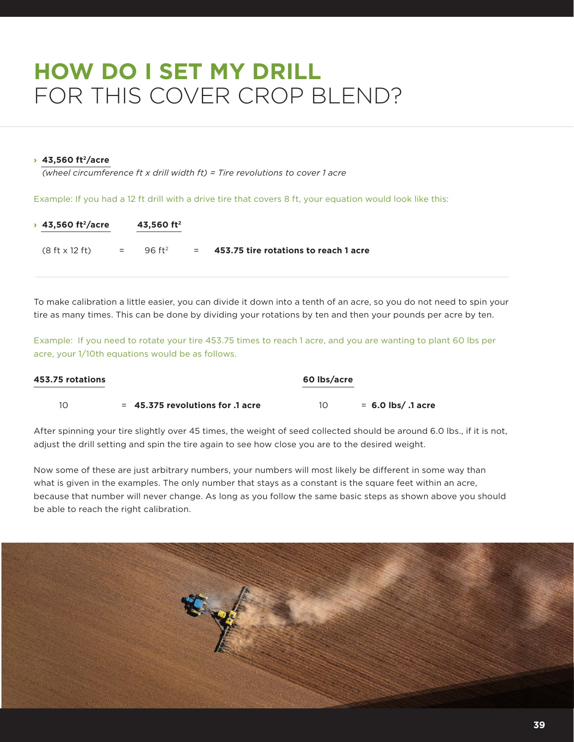# **HOW DO I SET MY DRILL** FOR THIS COVER CROP BLEND?

$$\frac{43{,}560 \text{ ft}^2/\text{acre}}{(\text{wheel circumference ft} \times \text{drill width ft})} = \text{Tire revolutions to cover 1 acre}$$

Example: If you had a 12 ft drill with a drive tire that covers 8 ft, your equation would look like this:

$$\frac{43{,}560 \text{ ft}^2/\text{acre}}{(8 \text{ ft} \times 12 \text{ ft})} = \frac{43{,}560 \text{ ft}^2}{96 \text{ ft}^2} = \textbf{453.75 tire rotations to reach 1 acre}$$

To make calibration a little easier, you can divide it down into a tenth of an acre, so you do not need to spin your tire as many times. This can be done by dividing your rotations by ten and then your pounds per acre by ten.

Example: If you need to rotate your tire 453.75 times to reach 1 acre, and you are wanting to plant 60 lbs per acre, your 1/10th equations would be as follows.

$$\frac{453.75 \text{ rotations}}{10} = \textbf{45.375 revolutions for .1 acre} \qquad \frac{60 \text{ lbs/acre}}{10} = \textbf{6.0 lbs/ .1 acre}$$

After spinning your tire slightly over 45 times, the weight of seed collected should be around 6.0 lbs., if it is not, adjust the drill setting and spin the tire again to see how close you are to the desired weight.

Now some of these are just arbitrary numbers, your numbers will most likely be different in some way than what is given in the examples. The only number that stays as a constant is the square feet within an acre, because that number will never change. As long as you follow the same basic steps as shown above you should be able to reach the right calibration.